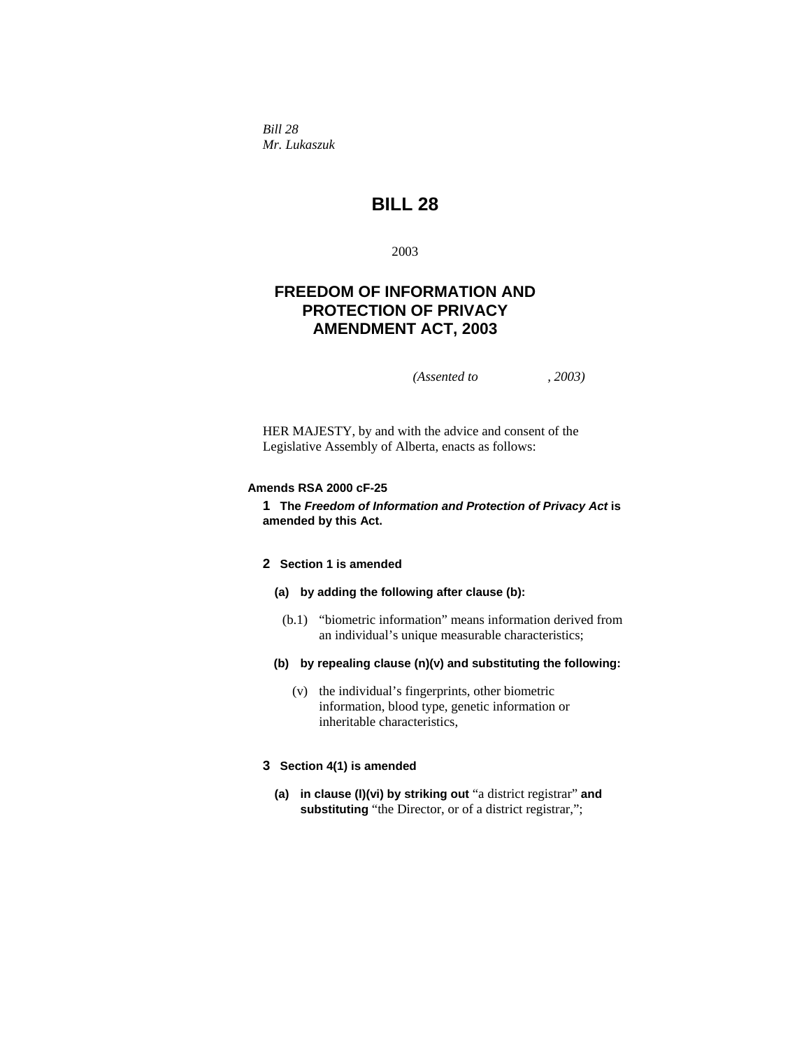*Bill 28*
*Mr. Lukaszuk*

# BILL 28

2003

## FREEDOM OF INFORMATION AND PROTECTION OF PRIVACY AMENDMENT ACT, 2003

*(Assented to , 2003)*

HER MAJESTY, by and with the advice and consent of the Legislative Assembly of Alberta, enacts as follows:

**Amends RSA 2000 cF-25**

**1 The *Freedom of Information and Protection of Privacy Act* is amended by this Act.**

**2 Section 1 is amended**

**(a) by adding the following after clause (b):**

(b.1) "biometric information" means information derived from an individual's unique measurable characteristics;

**(b) by repealing clause (n)(v) and substituting the following:**

(v) the individual's fingerprints, other biometric information, blood type, genetic information or inheritable characteristics,

**3 Section 4(1) is amended**

**(a) in clause (l)(vi) by striking out** "a district registrar" **and substituting** "the Director, or of a district registrar,";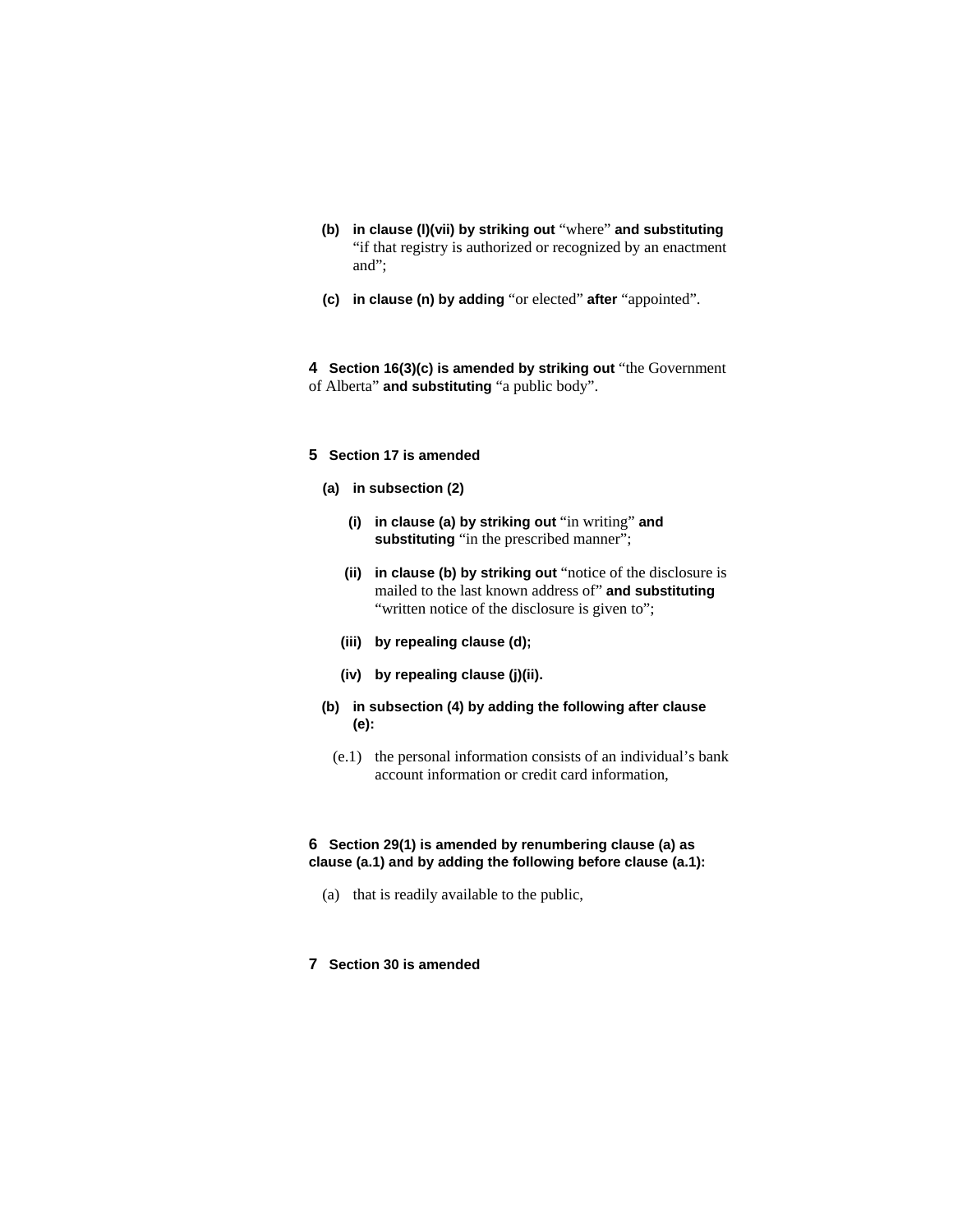**(b) in clause (l)(vii) by striking out** “where” **and substituting** “if that registry is authorized or recognized by an enactment and”;

**(c) in clause (n) by adding** “or elected” **after** “appointed”.

**4 Section 16(3)(c) is amended by striking out** “the Government of Alberta” **and substituting** “a public body”.

**5 Section 17 is amended**

**(a) in subsection (2)**

**(i) in clause (a) by striking out** “in writing” **and substituting** “in the prescribed manner”;

**(ii) in clause (b) by striking out** “notice of the disclosure is mailed to the last known address of” **and substituting** “written notice of the disclosure is given to”;

**(iii) by repealing clause (d);**

**(iv) by repealing clause (j)(ii).**

**(b) in subsection (4) by adding the following after clause (e):**

(e.1) the personal information consists of an individual’s bank account information or credit card information,

**6 Section 29(1) is amended by renumbering clause (a) as clause (a.1) and by adding the following before clause (a.1):**

(a) that is readily available to the public,

**7 Section 30 is amended**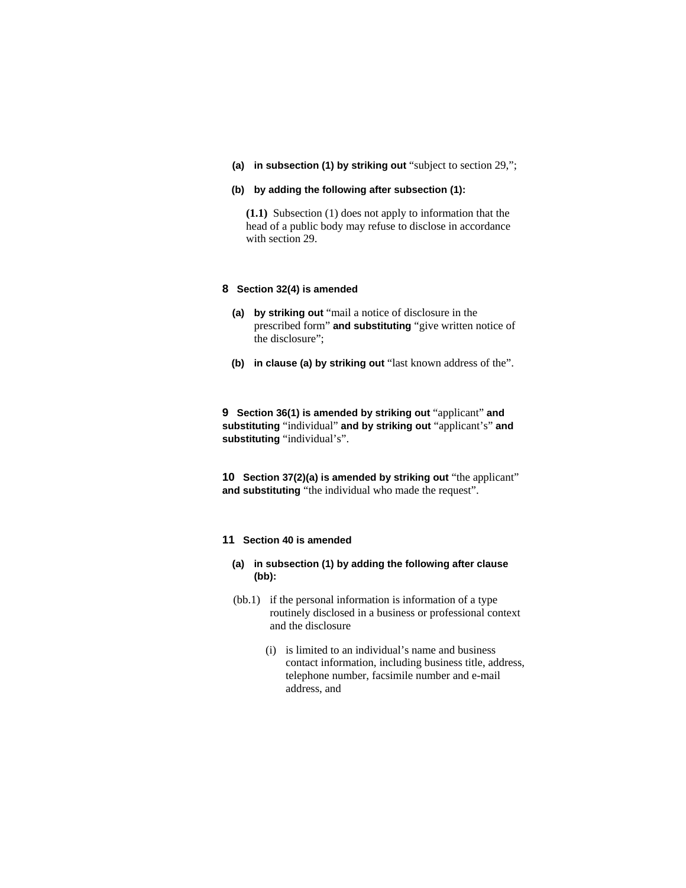**(a) in subsection (1) by striking out** “subject to section 29,”;

**(b) by adding the following after subsection (1):**

> **(1.1)** Subsection (1) does not apply to information that the head of a public body may refuse to disclose in accordance with section 29.

**8 Section 32(4) is amended**

**(a) by striking out** “mail a notice of disclosure in the prescribed form” **and substituting** “give written notice of the disclosure”;

**(b) in clause (a) by striking out** “last known address of the”.

**9 Section 36(1) is amended by striking out** “applicant” **and substituting** “individual” **and by striking out** “applicant’s” **and substituting** “individual’s”.

**10 Section 37(2)(a) is amended by striking out** “the applicant” **and substituting** “the individual who made the request”.

**11 Section 40 is amended**

**(a) in subsection (1) by adding the following after clause (bb):**

> (bb.1) if the personal information is information of a type routinely disclosed in a business or professional context and the disclosure
>
> > (i) is limited to an individual’s name and business contact information, including business title, address, telephone number, facsimile number and e-mail address, and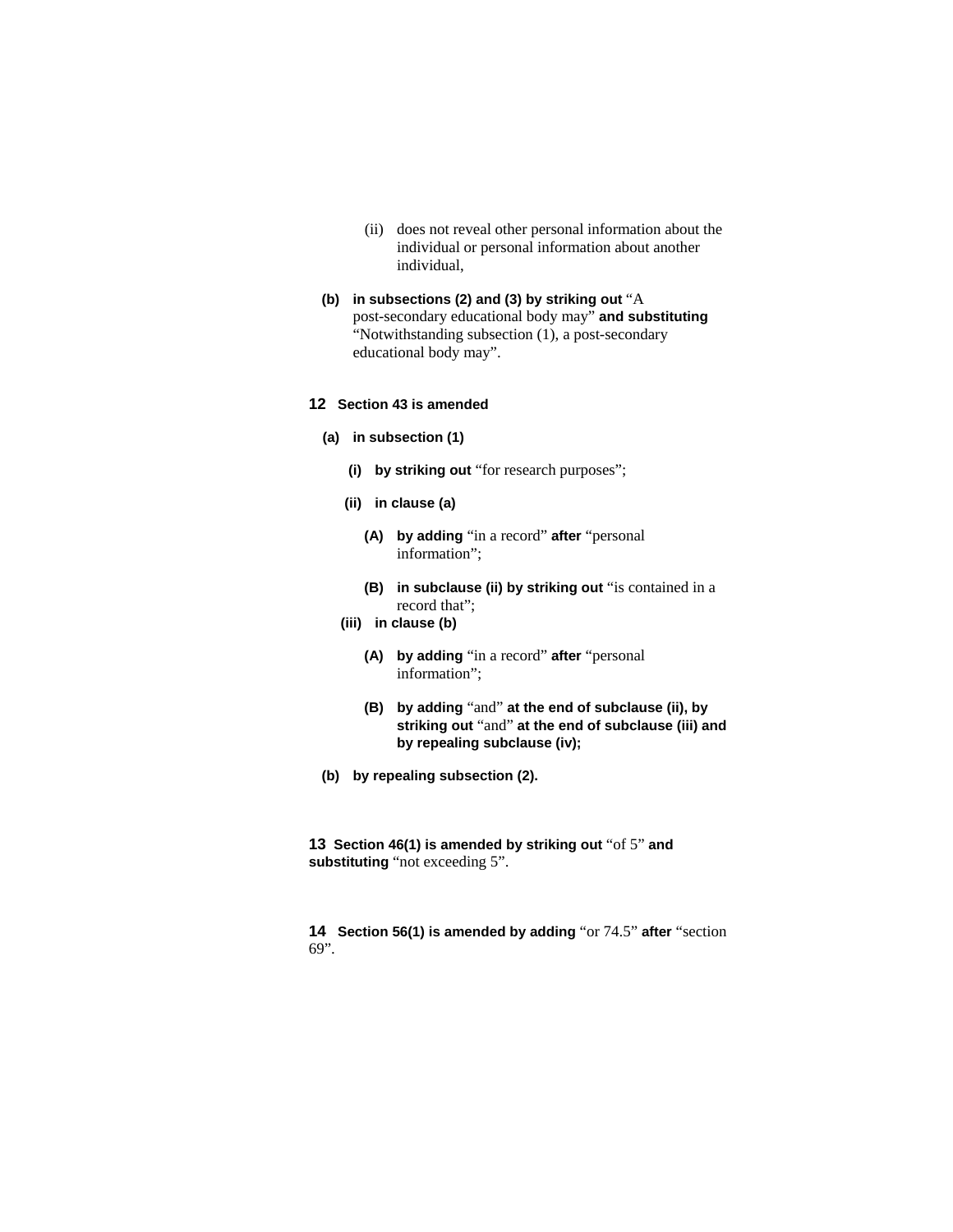(ii) does not reveal other personal information about the individual or personal information about another individual,

**(b) in subsections (2) and (3) by striking out** "A post-secondary educational body may" **and substituting** "Notwithstanding subsection (1), a post-secondary educational body may".

**12 Section 43 is amended**

**(a) in subsection (1)**

**(i) by striking out** "for research purposes";

**(ii) in clause (a)**

**(A) by adding** "in a record" **after** "personal information";

**(B) in subclause (ii) by striking out** "is contained in a record that";

**(iii) in clause (b)**

**(A) by adding** "in a record" **after** "personal information";

**(B) by adding** "and" **at the end of subclause (ii), by striking out** "and" **at the end of subclause (iii) and by repealing subclause (iv);**

**(b) by repealing subsection (2).**

**13 Section 46(1) is amended by striking out** "of 5" **and substituting** "not exceeding 5".

**14 Section 56(1) is amended by adding** "or 74.5" **after** "section 69".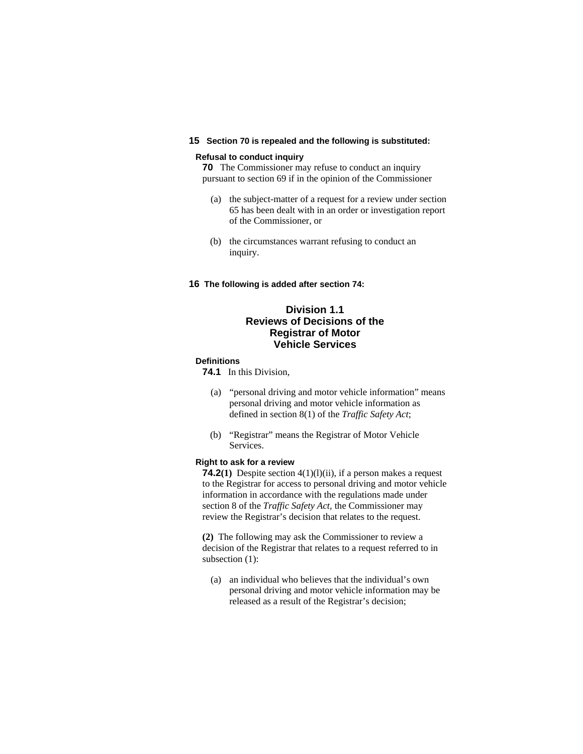**15 Section 70 is repealed and the following is substituted:**

**Refusal to conduct inquiry**

**70** The Commissioner may refuse to conduct an inquiry pursuant to section 69 if in the opinion of the Commissioner

(a) the subject-matter of a request for a review under section 65 has been dealt with in an order or investigation report of the Commissioner, or

(b) the circumstances warrant refusing to conduct an inquiry.

**16 The following is added after section 74:**

## Division 1.1 Reviews of Decisions of the Registrar of Motor Vehicle Services

**Definitions**

**74.1** In this Division,

(a) "personal driving and motor vehicle information" means personal driving and motor vehicle information as defined in section 8(1) of the *Traffic Safety Act*;

(b) "Registrar" means the Registrar of Motor Vehicle Services.

**Right to ask for a review**

**74.2(1)** Despite section 4(1)(l)(ii), if a person makes a request to the Registrar for access to personal driving and motor vehicle information in accordance with the regulations made under section 8 of the *Traffic Safety Act,* the Commissioner may review the Registrar's decision that relates to the request.

**(2)** The following may ask the Commissioner to review a decision of the Registrar that relates to a request referred to in subsection (1):

(a) an individual who believes that the individual's own personal driving and motor vehicle information may be released as a result of the Registrar's decision;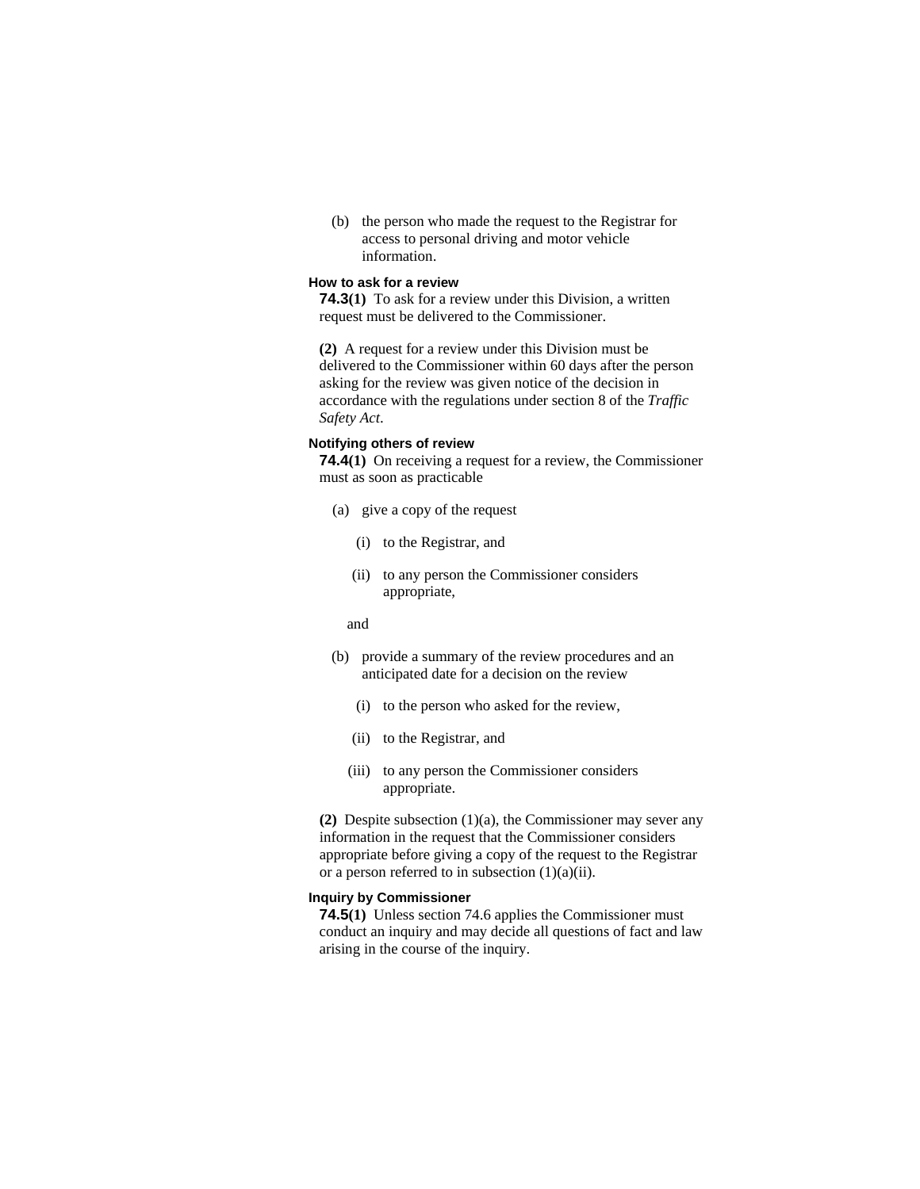(b) the person who made the request to the Registrar for access to personal driving and motor vehicle information.

**How to ask for a review**

**74.3(1)** To ask for a review under this Division, a written request must be delivered to the Commissioner.

**(2)** A request for a review under this Division must be delivered to the Commissioner within 60 days after the person asking for the review was given notice of the decision in accordance with the regulations under section 8 of the *Traffic Safety Act*.

**Notifying others of review**

**74.4(1)** On receiving a request for a review, the Commissioner must as soon as practicable

(a) give a copy of the request

(i) to the Registrar, and

(ii) to any person the Commissioner considers appropriate,

and

(b) provide a summary of the review procedures and an anticipated date for a decision on the review

(i) to the person who asked for the review,

(ii) to the Registrar, and

(iii) to any person the Commissioner considers appropriate.

**(2)** Despite subsection (1)(a), the Commissioner may sever any information in the request that the Commissioner considers appropriate before giving a copy of the request to the Registrar or a person referred to in subsection (1)(a)(ii).

**Inquiry by Commissioner**

**74.5(1)** Unless section 74.6 applies the Commissioner must conduct an inquiry and may decide all questions of fact and law arising in the course of the inquiry.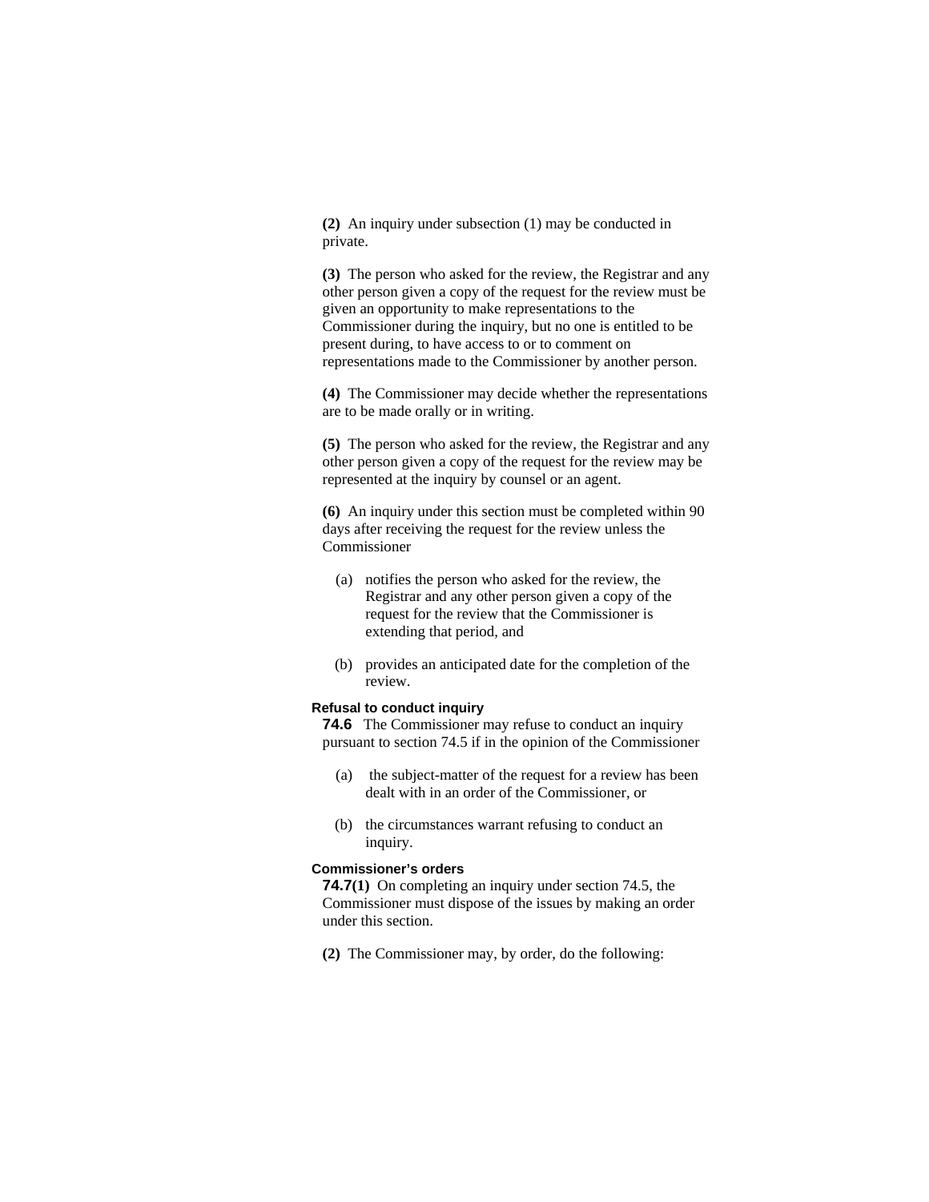**(2)** An inquiry under subsection (1) may be conducted in private.

**(3)** The person who asked for the review, the Registrar and any other person given a copy of the request for the review must be given an opportunity to make representations to the Commissioner during the inquiry, but no one is entitled to be present during, to have access to or to comment on representations made to the Commissioner by another person.

**(4)** The Commissioner may decide whether the representations are to be made orally or in writing.

**(5)** The person who asked for the review, the Registrar and any other person given a copy of the request for the review may be represented at the inquiry by counsel or an agent.

**(6)** An inquiry under this section must be completed within 90 days after receiving the request for the review unless the Commissioner

(a) notifies the person who asked for the review, the Registrar and any other person given a copy of the request for the review that the Commissioner is extending that period, and

(b) provides an anticipated date for the completion of the review.

**Refusal to conduct inquiry**

**74.6** The Commissioner may refuse to conduct an inquiry pursuant to section 74.5 if in the opinion of the Commissioner

(a) the subject-matter of the request for a review has been dealt with in an order of the Commissioner, or

(b) the circumstances warrant refusing to conduct an inquiry.

**Commissioner's orders**

**74.7(1)** On completing an inquiry under section 74.5, the Commissioner must dispose of the issues by making an order under this section.

**(2)** The Commissioner may, by order, do the following: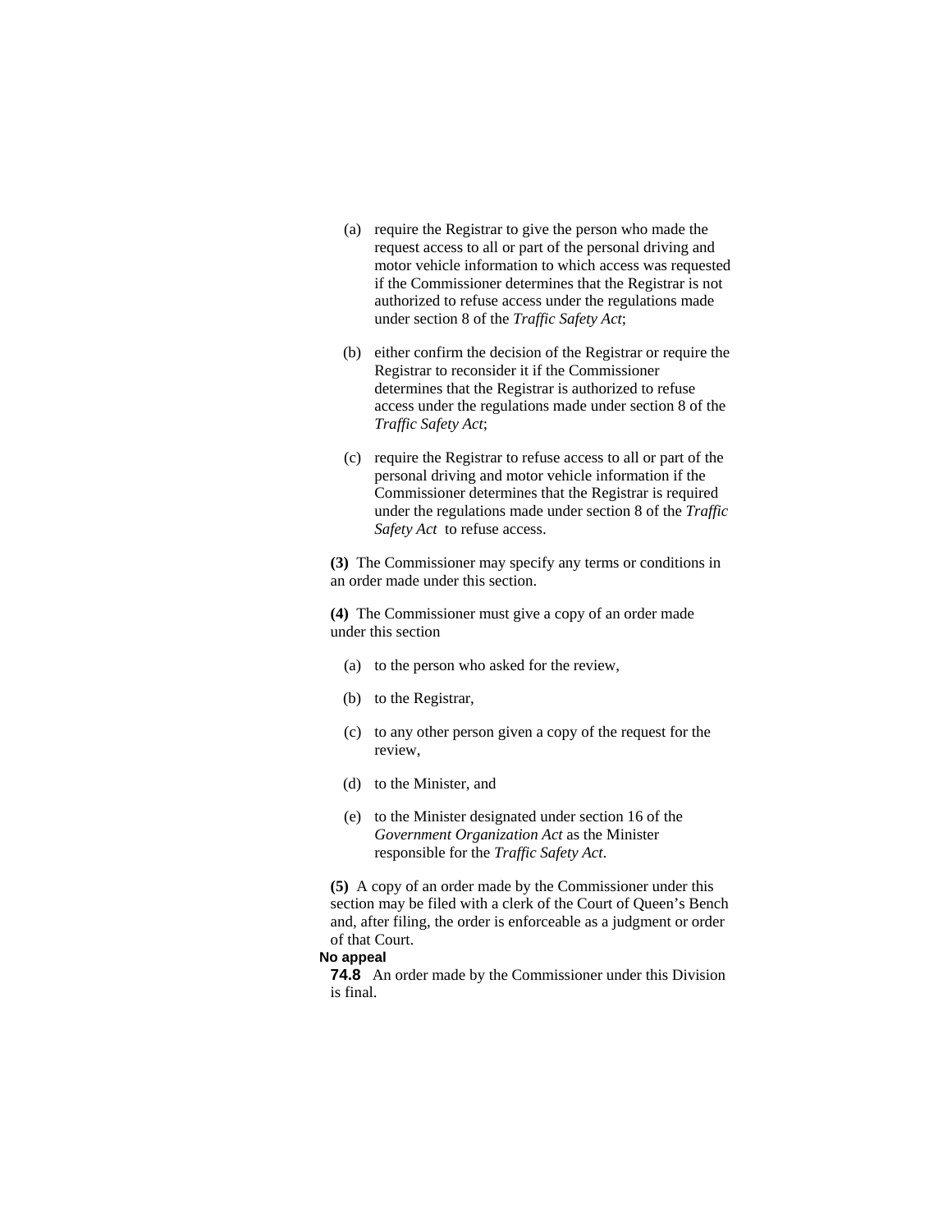(a) require the Registrar to give the person who made the request access to all or part of the personal driving and motor vehicle information to which access was requested if the Commissioner determines that the Registrar is not authorized to refuse access under the regulations made under section 8 of the *Traffic Safety Act*;

(b) either confirm the decision of the Registrar or require the Registrar to reconsider it if the Commissioner determines that the Registrar is authorized to refuse access under the regulations made under section 8 of the *Traffic Safety Act*;

(c) require the Registrar to refuse access to all or part of the personal driving and motor vehicle information if the Commissioner determines that the Registrar is required under the regulations made under section 8 of the *Traffic Safety Act* to refuse access.

**(3)** The Commissioner may specify any terms or conditions in an order made under this section.

**(4)** The Commissioner must give a copy of an order made under this section

(a) to the person who asked for the review,

(b) to the Registrar,

(c) to any other person given a copy of the request for the review,

(d) to the Minister, and

(e) to the Minister designated under section 16 of the *Government Organization Act* as the Minister responsible for the *Traffic Safety Act*.

**(5)** A copy of an order made by the Commissioner under this section may be filed with a clerk of the Court of Queen's Bench and, after filing, the order is enforceable as a judgment or order of that Court.

**No appeal**

**74.8** An order made by the Commissioner under this Division is final.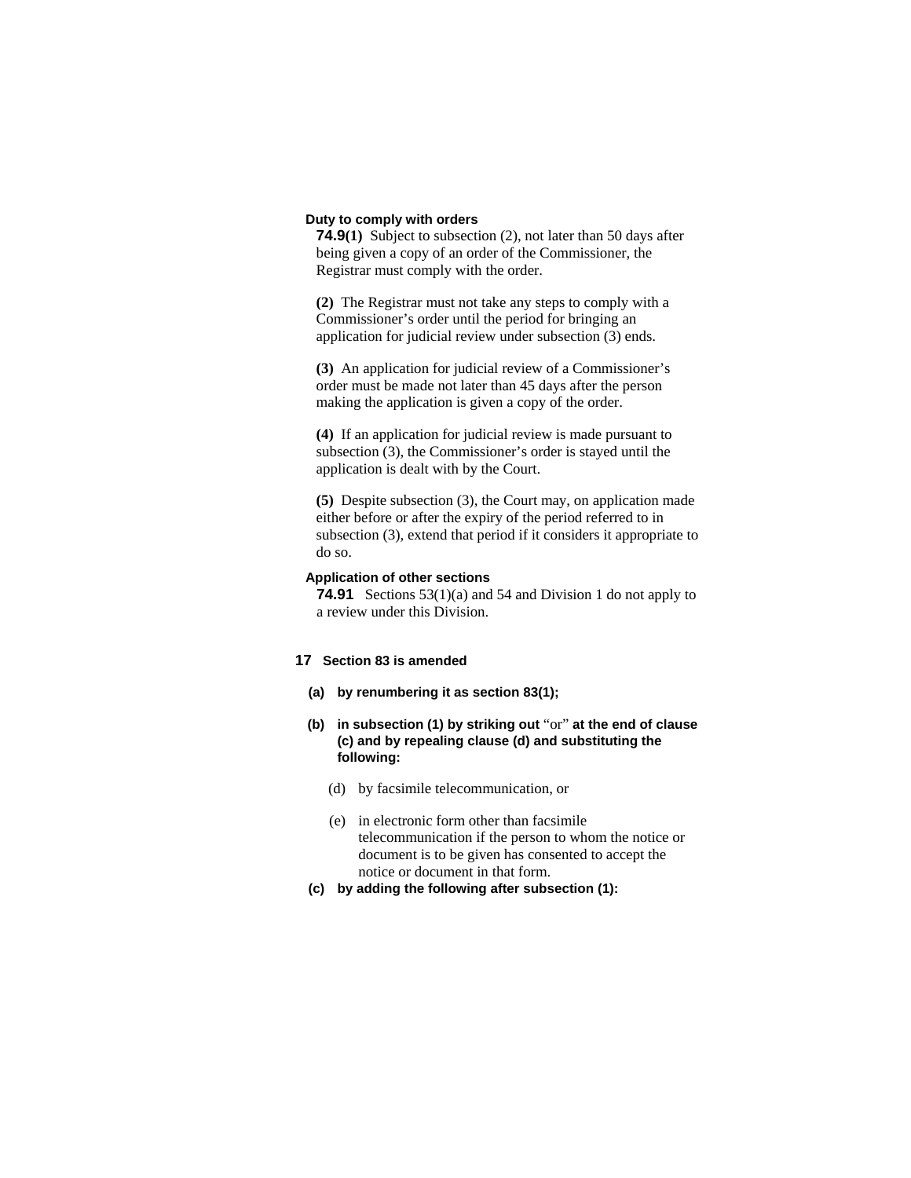**Duty to comply with orders**

**74.9(1)** Subject to subsection (2), not later than 50 days after being given a copy of an order of the Commissioner, the Registrar must comply with the order.

**(2)** The Registrar must not take any steps to comply with a Commissioner's order until the period for bringing an application for judicial review under subsection (3) ends.

**(3)** An application for judicial review of a Commissioner's order must be made not later than 45 days after the person making the application is given a copy of the order.

**(4)** If an application for judicial review is made pursuant to subsection (3), the Commissioner's order is stayed until the application is dealt with by the Court.

**(5)** Despite subsection (3), the Court may, on application made either before or after the expiry of the period referred to in subsection (3), extend that period if it considers it appropriate to do so.

**Application of other sections**

**74.91** Sections 53(1)(a) and 54 and Division 1 do not apply to a review under this Division.

**17 Section 83 is amended**

**(a) by renumbering it as section 83(1);**

**(b) in subsection (1) by striking out** "or" **at the end of clause (c) and by repealing clause (d) and substituting the following:**

(d) by facsimile telecommunication, or

(e) in electronic form other than facsimile telecommunication if the person to whom the notice or document is to be given has consented to accept the notice or document in that form.

**(c) by adding the following after subsection (1):**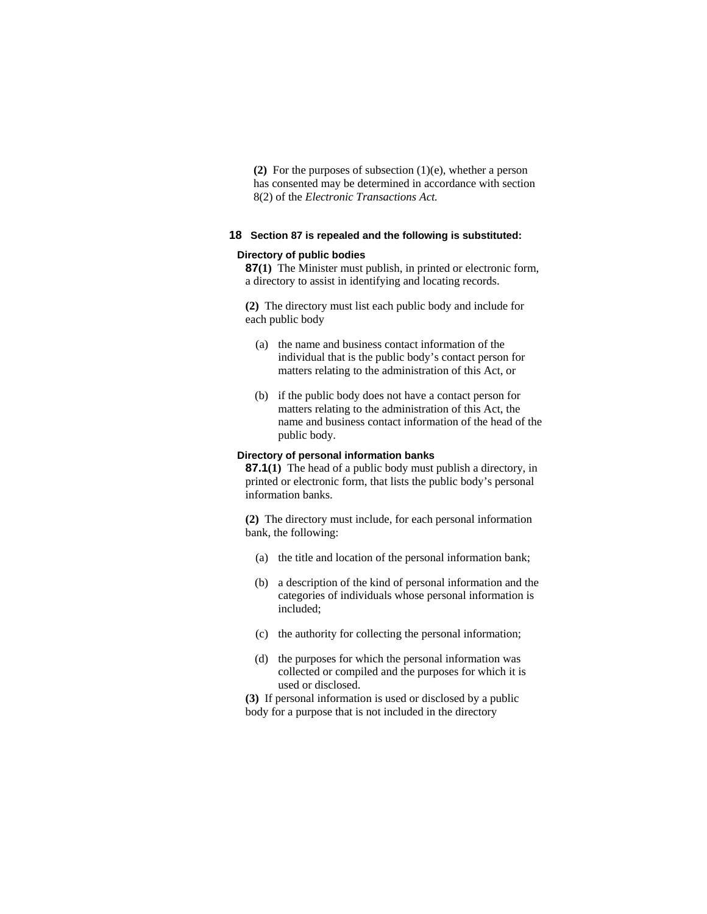**(2)** For the purposes of subsection (1)(e), whether a person has consented may be determined in accordance with section 8(2) of the *Electronic Transactions Act.*

**18 Section 87 is repealed and the following is substituted:**

**Directory of public bodies**

**87(1)** The Minister must publish, in printed or electronic form, a directory to assist in identifying and locating records.

**(2)** The directory must list each public body and include for each public body

(a) the name and business contact information of the individual that is the public body's contact person for matters relating to the administration of this Act, or

(b) if the public body does not have a contact person for matters relating to the administration of this Act, the name and business contact information of the head of the public body.

**Directory of personal information banks**

**87.1(1)** The head of a public body must publish a directory, in printed or electronic form, that lists the public body's personal information banks.

**(2)** The directory must include, for each personal information bank, the following:

(a) the title and location of the personal information bank;

(b) a description of the kind of personal information and the categories of individuals whose personal information is included;

(c) the authority for collecting the personal information;

(d) the purposes for which the personal information was collected or compiled and the purposes for which it is used or disclosed.

**(3)** If personal information is used or disclosed by a public body for a purpose that is not included in the directory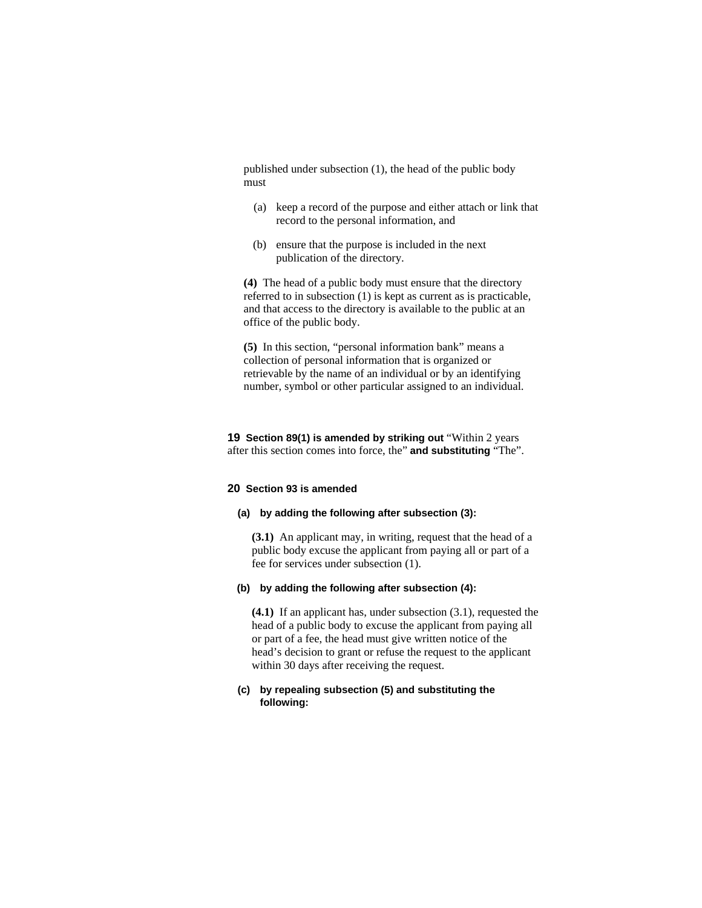published under subsection (1), the head of the public body must

(a) keep a record of the purpose and either attach or link that record to the personal information, and

(b) ensure that the purpose is included in the next publication of the directory.

**(4)** The head of a public body must ensure that the directory referred to in subsection (1) is kept as current as is practicable, and that access to the directory is available to the public at an office of the public body.

**(5)** In this section, "personal information bank" means a collection of personal information that is organized or retrievable by the name of an individual or by an identifying number, symbol or other particular assigned to an individual.

**19 Section 89(1) is amended by striking out** "Within 2 years after this section comes into force, the" **and substituting** "The".

**20 Section 93 is amended**

**(a) by adding the following after subsection (3):**

**(3.1)** An applicant may, in writing, request that the head of a public body excuse the applicant from paying all or part of a fee for services under subsection (1).

**(b) by adding the following after subsection (4):**

**(4.1)** If an applicant has, under subsection (3.1), requested the head of a public body to excuse the applicant from paying all or part of a fee, the head must give written notice of the head's decision to grant or refuse the request to the applicant within 30 days after receiving the request.

**(c) by repealing subsection (5) and substituting the following:**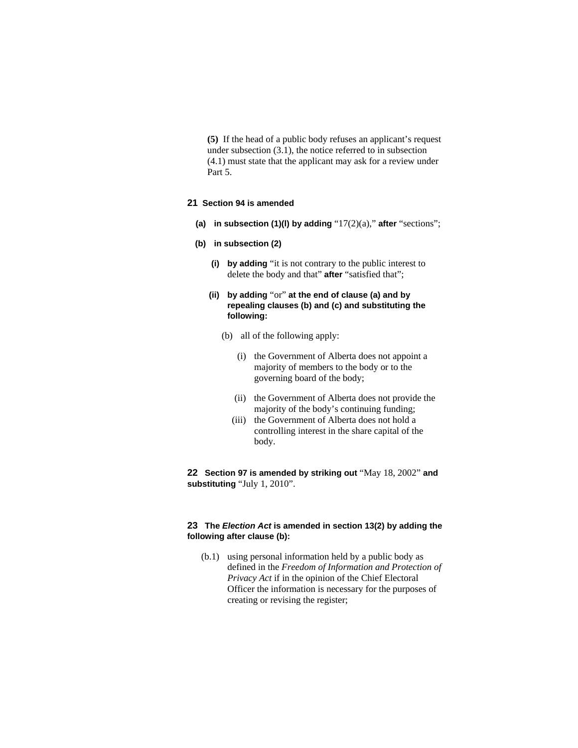**(5)** If the head of a public body refuses an applicant's request under subsection (3.1), the notice referred to in subsection (4.1) must state that the applicant may ask for a review under Part 5.

**21 Section 94 is amended**

**(a) in subsection (1)(l) by adding** "17(2)(a)," **after** "sections";

**(b) in subsection (2)**

**(i) by adding** "it is not contrary to the public interest to delete the body and that" **after** "satisfied that";

**(ii) by adding** "or" **at the end of clause (a) and by repealing clauses (b) and (c) and substituting the following:**

(b) all of the following apply:

(i) the Government of Alberta does not appoint a majority of members to the body or to the governing board of the body;

(ii) the Government of Alberta does not provide the majority of the body's continuing funding;

(iii) the Government of Alberta does not hold a controlling interest in the share capital of the body.

**22 Section 97 is amended by striking out** "May 18, 2002" **and substituting** "July 1, 2010".

**23 The *Election Act* is amended in section 13(2) by adding the following after clause (b):**

(b.1) using personal information held by a public body as defined in the *Freedom of Information and Protection of Privacy Act* if in the opinion of the Chief Electoral Officer the information is necessary for the purposes of creating or revising the register;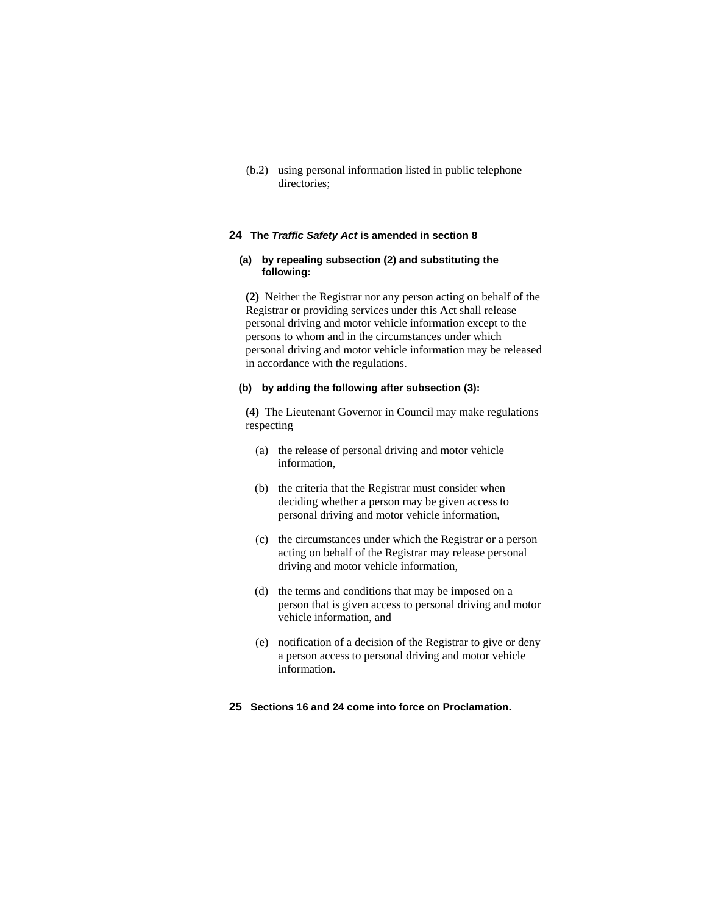(b.2) using personal information listed in public telephone directories;

**24** **The *Traffic Safety Act* is amended in section 8**

**(a) by repealing subsection (2) and substituting the following:**

**(2)** Neither the Registrar nor any person acting on behalf of the Registrar or providing services under this Act shall release personal driving and motor vehicle information except to the persons to whom and in the circumstances under which personal driving and motor vehicle information may be released in accordance with the regulations.

**(b) by adding the following after subsection (3):**

**(4)** The Lieutenant Governor in Council may make regulations respecting

(a) the release of personal driving and motor vehicle information,

(b) the criteria that the Registrar must consider when deciding whether a person may be given access to personal driving and motor vehicle information,

(c) the circumstances under which the Registrar or a person acting on behalf of the Registrar may release personal driving and motor vehicle information,

(d) the terms and conditions that may be imposed on a person that is given access to personal driving and motor vehicle information, and

(e) notification of a decision of the Registrar to give or deny a person access to personal driving and motor vehicle information.

**25** **Sections 16 and 24 come into force on Proclamation.**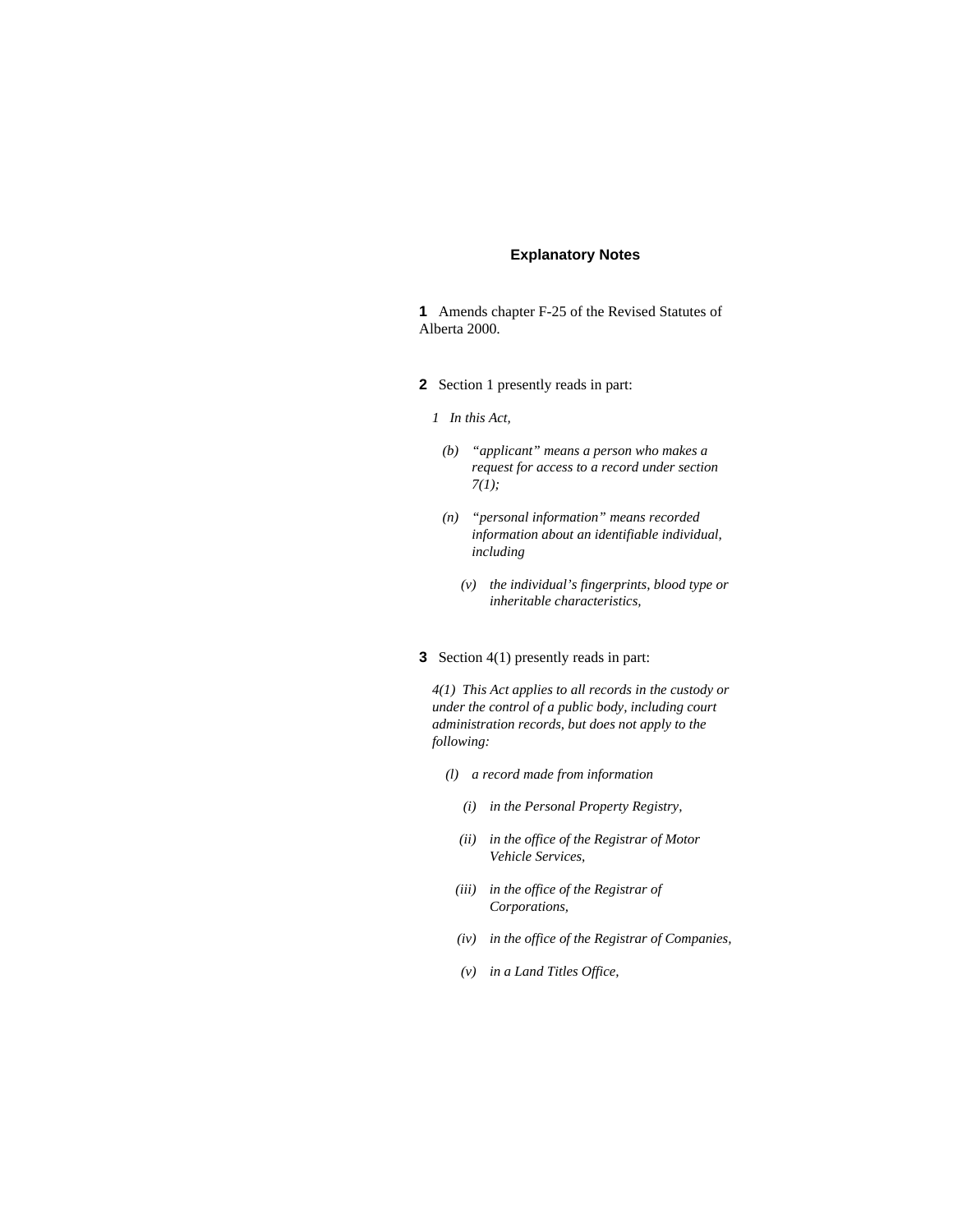## Explanatory Notes

**1** Amends chapter F-25 of the Revised Statutes of Alberta 2000.

**2** Section 1 presently reads in part:

*1 In this Act,*

*(b) "applicant" means a person who makes a request for access to a record under section 7(1);*

*(n) "personal information" means recorded information about an identifiable individual, including*

*(v) the individual's fingerprints, blood type or inheritable characteristics,*

**3** Section 4(1) presently reads in part:

*4(1) This Act applies to all records in the custody or under the control of a public body, including court administration records, but does not apply to the following:*

*(l) a record made from information*

*(i) in the Personal Property Registry,*

*(ii) in the office of the Registrar of Motor Vehicle Services,*

*(iii) in the office of the Registrar of Corporations,*

*(iv) in the office of the Registrar of Companies,*

*(v) in a Land Titles Office,*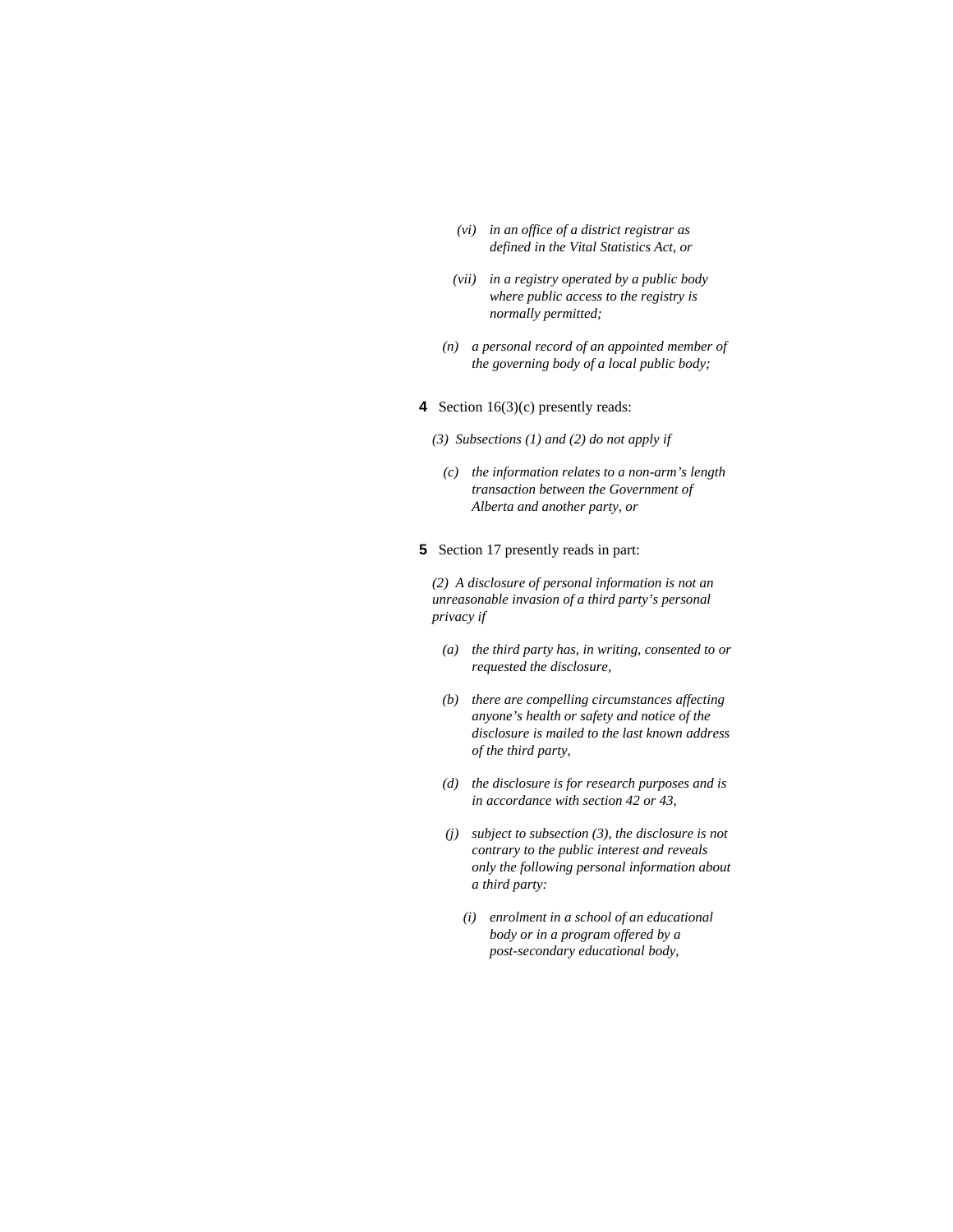*(vi) in an office of a district registrar as defined in the Vital Statistics Act, or*

*(vii) in a registry operated by a public body where public access to the registry is normally permitted;*

*(n) a personal record of an appointed member of the governing body of a local public body;*

**4** Section 16(3)(c) presently reads:

*(3) Subsections (1) and (2) do not apply if*

*(c) the information relates to a non-arm's length transaction between the Government of Alberta and another party, or*

**5** Section 17 presently reads in part:

*(2) A disclosure of personal information is not an unreasonable invasion of a third party's personal privacy if*

*(a) the third party has, in writing, consented to or requested the disclosure,*

*(b) there are compelling circumstances affecting anyone's health or safety and notice of the disclosure is mailed to the last known address of the third party,*

*(d) the disclosure is for research purposes and is in accordance with section 42 or 43,*

*(j) subject to subsection (3), the disclosure is not contrary to the public interest and reveals only the following personal information about a third party:*

*(i) enrolment in a school of an educational body or in a program offered by a post-secondary educational body,*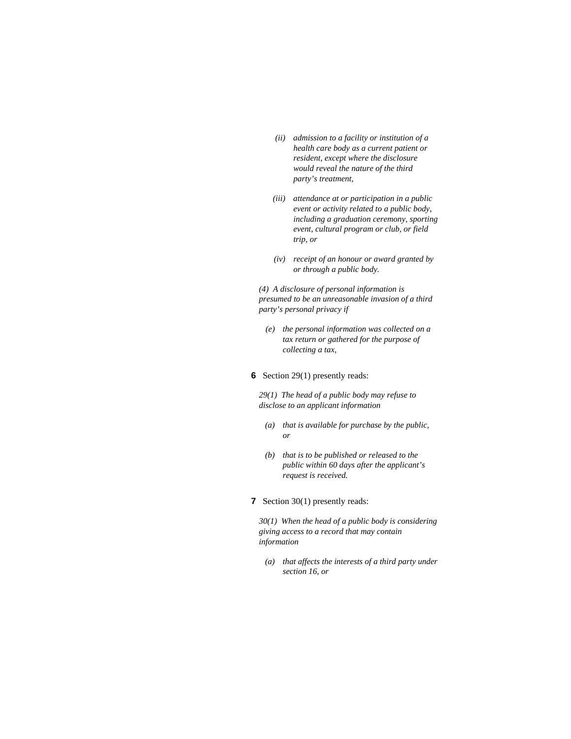*(ii) admission to a facility or institution of a health care body as a current patient or resident, except where the disclosure would reveal the nature of the third party's treatment,*

*(iii) attendance at or participation in a public event or activity related to a public body, including a graduation ceremony, sporting event, cultural program or club, or field trip, or*

*(iv) receipt of an honour or award granted by or through a public body.*

*(4) A disclosure of personal information is presumed to be an unreasonable invasion of a third party's personal privacy if*

*(e) the personal information was collected on a tax return or gathered for the purpose of collecting a tax,*

**6** Section 29(1) presently reads:

*29(1) The head of a public body may refuse to disclose to an applicant information*

*(a) that is available for purchase by the public, or*

*(b) that is to be published or released to the public within 60 days after the applicant's request is received.*

**7** Section 30(1) presently reads:

*30(1) When the head of a public body is considering giving access to a record that may contain information*

*(a) that affects the interests of a third party under section 16, or*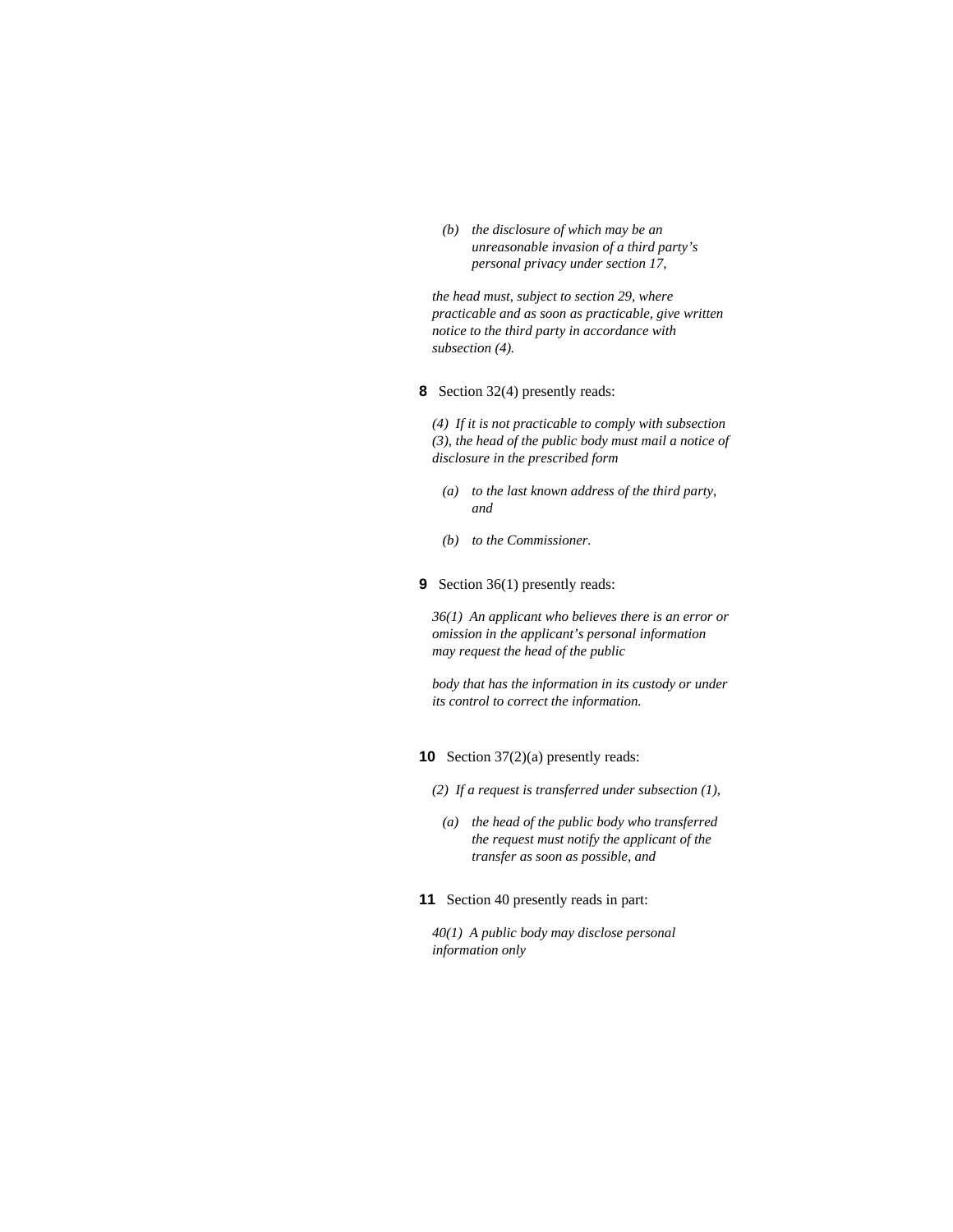*(b) the disclosure of which may be an unreasonable invasion of a third party's personal privacy under section 17,*

*the head must, subject to section 29, where practicable and as soon as practicable, give written notice to the third party in accordance with subsection (4).*

**8** Section 32(4) presently reads:

*(4) If it is not practicable to comply with subsection (3), the head of the public body must mail a notice of disclosure in the prescribed form*

*(a) to the last known address of the third party, and*

*(b) to the Commissioner.*

**9** Section 36(1) presently reads:

*36(1) An applicant who believes there is an error or omission in the applicant's personal information may request the head of the public*

*body that has the information in its custody or under its control to correct the information.*

**10** Section 37(2)(a) presently reads:

*(2) If a request is transferred under subsection (1),*

*(a) the head of the public body who transferred the request must notify the applicant of the transfer as soon as possible, and*

**11** Section 40 presently reads in part:

*40(1) A public body may disclose personal information only*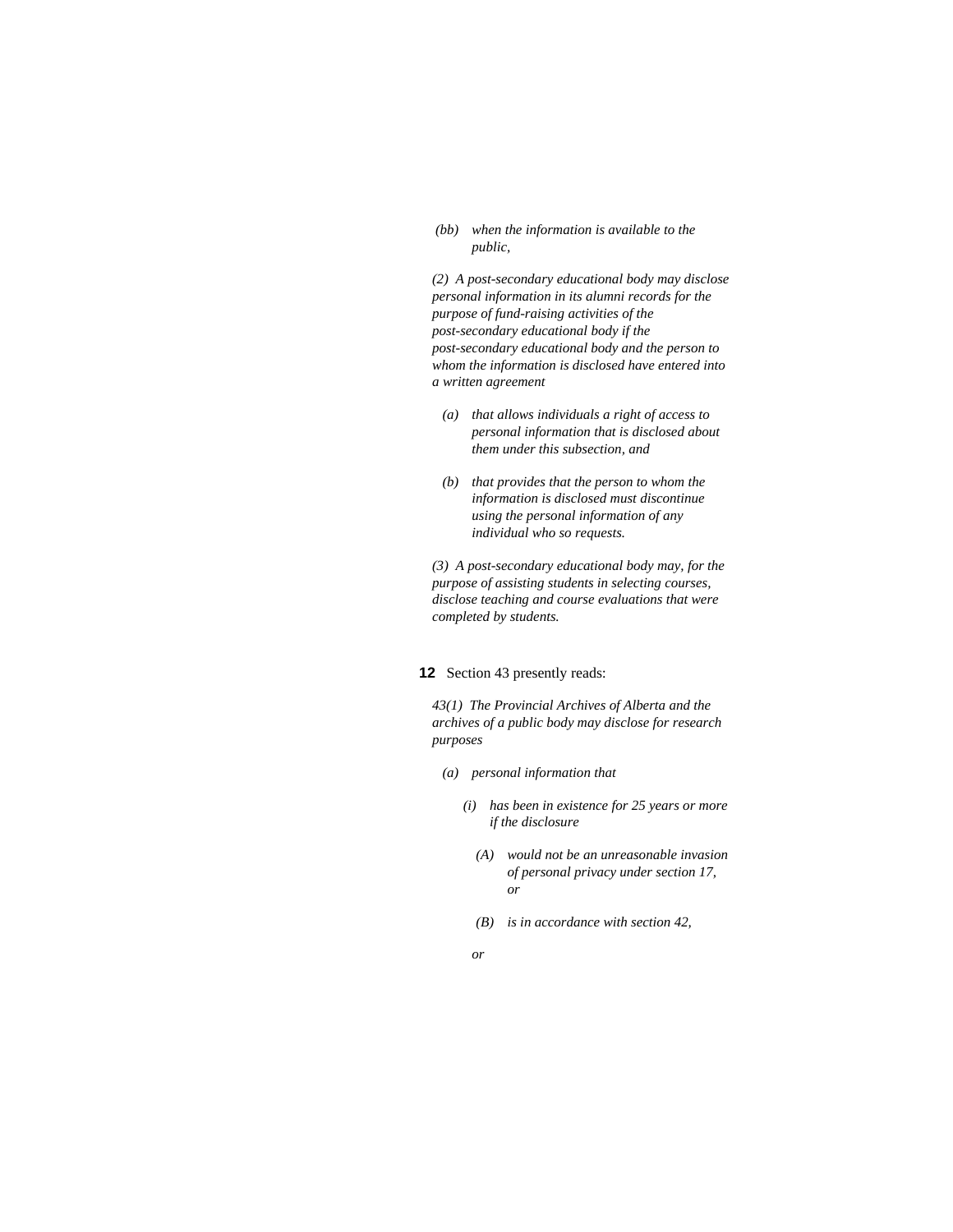*(bb) when the information is available to the public,*

*(2) A post-secondary educational body may disclose personal information in its alumni records for the purpose of fund-raising activities of the post-secondary educational body if the post-secondary educational body and the person to whom the information is disclosed have entered into a written agreement*

*(a) that allows individuals a right of access to personal information that is disclosed about them under this subsection, and*

*(b) that provides that the person to whom the information is disclosed must discontinue using the personal information of any individual who so requests.*

*(3) A post-secondary educational body may, for the purpose of assisting students in selecting courses, disclose teaching and course evaluations that were completed by students.*

**12** Section 43 presently reads:

*43(1) The Provincial Archives of Alberta and the archives of a public body may disclose for research purposes*

*(a) personal information that*

*(i) has been in existence for 25 years or more if the disclosure*

*(A) would not be an unreasonable invasion of personal privacy under section 17, or*

*(B) is in accordance with section 42,*

*or*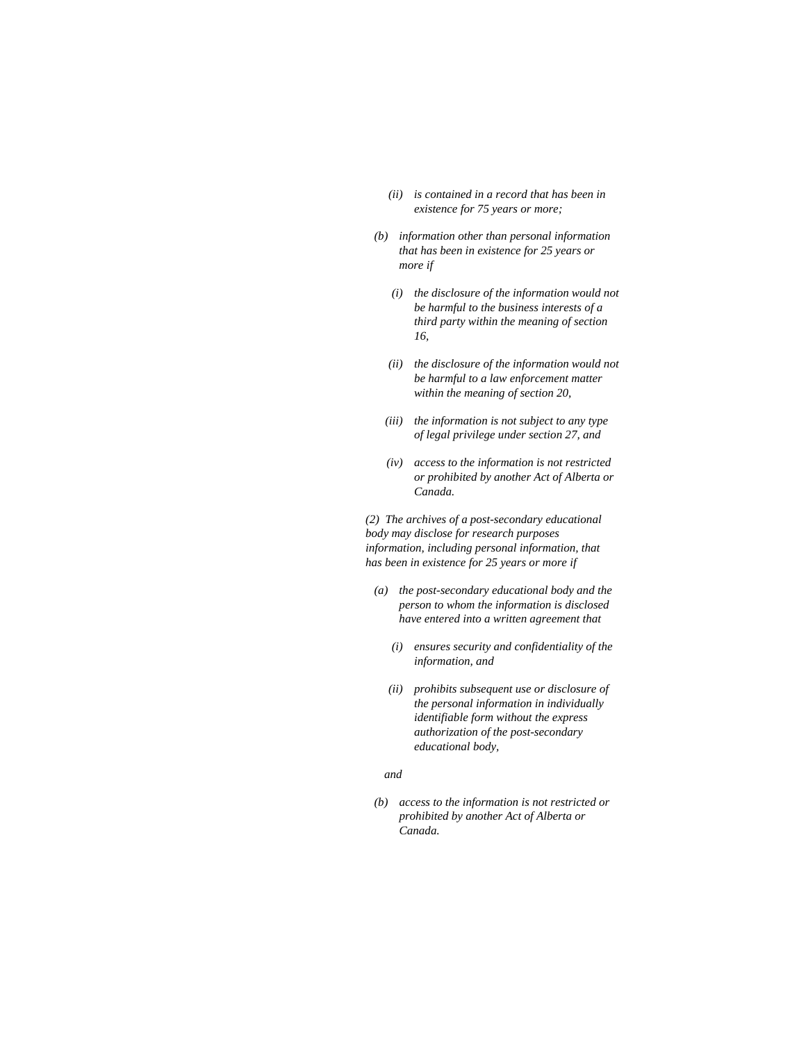*(ii) is contained in a record that has been in existence for 75 years or more;*

*(b) information other than personal information that has been in existence for 25 years or more if*

*(i) the disclosure of the information would not be harmful to the business interests of a third party within the meaning of section 16,*

*(ii) the disclosure of the information would not be harmful to a law enforcement matter within the meaning of section 20,*

*(iii) the information is not subject to any type of legal privilege under section 27, and*

*(iv) access to the information is not restricted or prohibited by another Act of Alberta or Canada.*

*(2) The archives of a post-secondary educational body may disclose for research purposes information, including personal information, that has been in existence for 25 years or more if*

*(a) the post-secondary educational body and the person to whom the information is disclosed have entered into a written agreement that*

*(i) ensures security and confidentiality of the information, and*

*(ii) prohibits subsequent use or disclosure of the personal information in individually identifiable form without the express authorization of the post-secondary educational body,*

*and*

*(b) access to the information is not restricted or prohibited by another Act of Alberta or Canada.*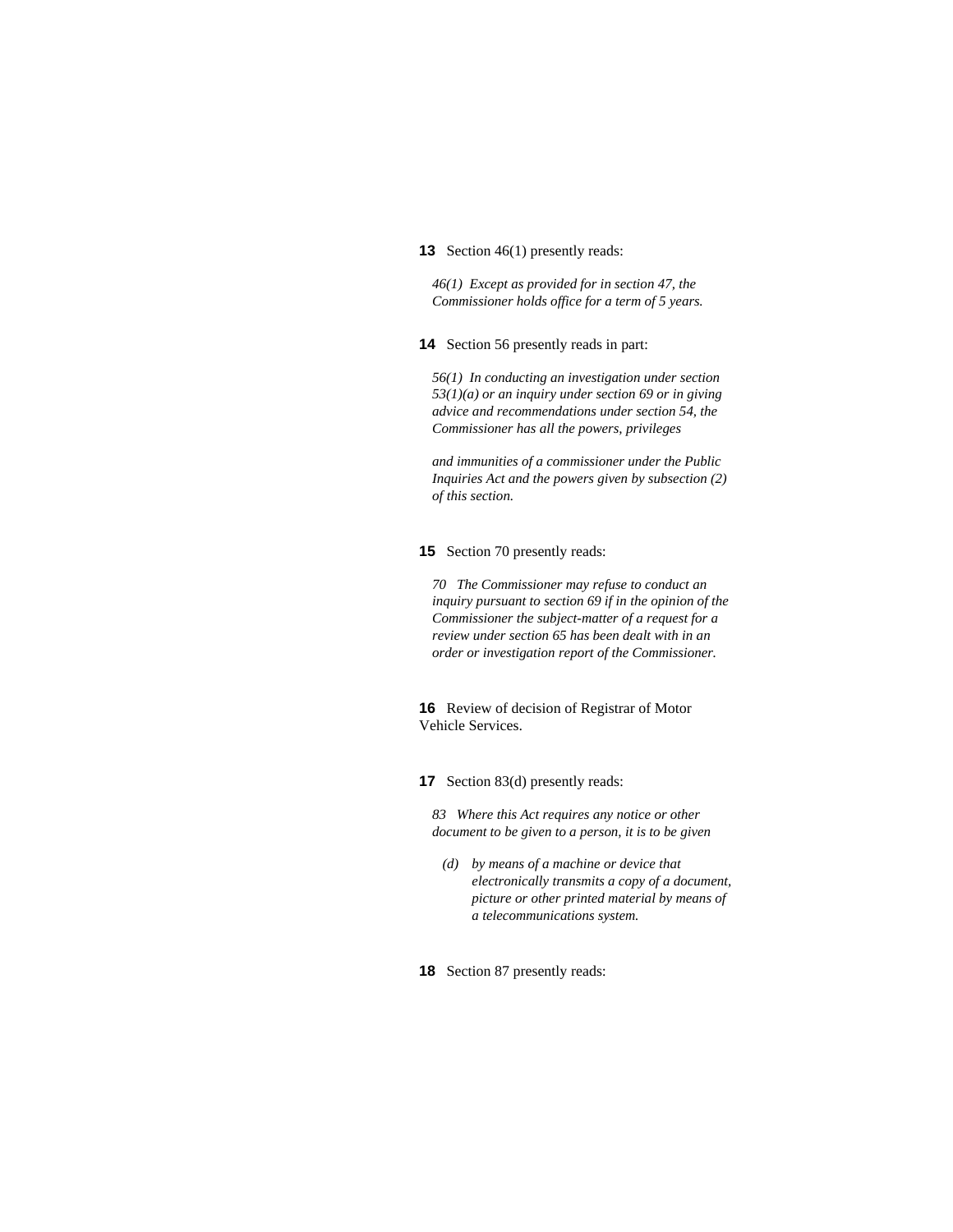**13** Section 46(1) presently reads:

*46(1) Except as provided for in section 47, the Commissioner holds office for a term of 5 years.*

**14** Section 56 presently reads in part:

*56(1) In conducting an investigation under section 53(1)(a) or an inquiry under section 69 or in giving advice and recommendations under section 54, the Commissioner has all the powers, privileges*

*and immunities of a commissioner under the Public Inquiries Act and the powers given by subsection (2) of this section.*

**15** Section 70 presently reads:

*70 The Commissioner may refuse to conduct an inquiry pursuant to section 69 if in the opinion of the Commissioner the subject-matter of a request for a review under section 65 has been dealt with in an order or investigation report of the Commissioner.*

**16** Review of decision of Registrar of Motor Vehicle Services.

**17** Section 83(d) presently reads:

*83 Where this Act requires any notice or other document to be given to a person, it is to be given*

*(d) by means of a machine or device that electronically transmits a copy of a document, picture or other printed material by means of a telecommunications system.*

**18** Section 87 presently reads: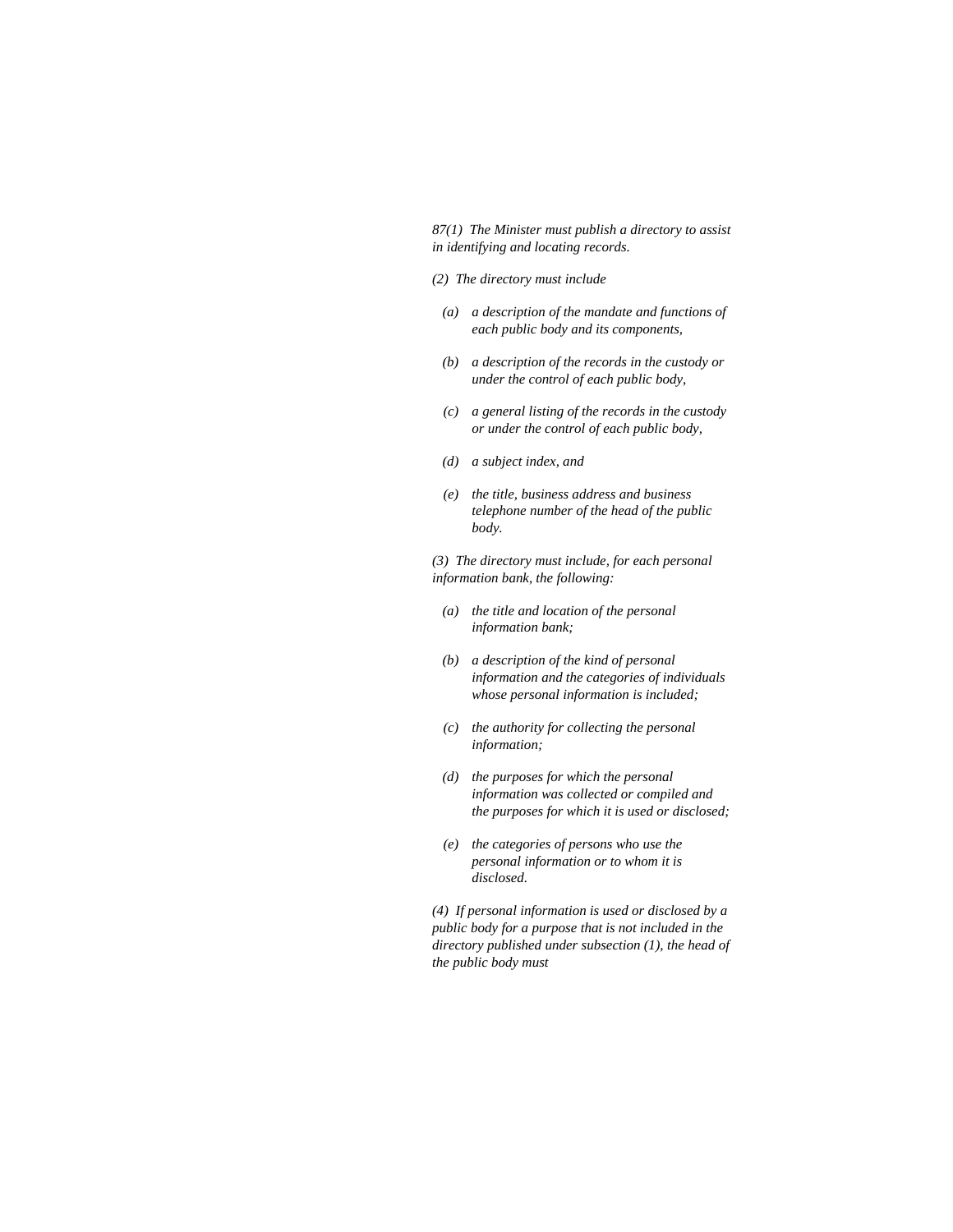*87(1) The Minister must publish a directory to assist in identifying and locating records.*

*(2) The directory must include*

- *(a) a description of the mandate and functions of each public body and its components,*
- *(b) a description of the records in the custody or under the control of each public body,*
- *(c) a general listing of the records in the custody or under the control of each public body,*
- *(d) a subject index, and*
- *(e) the title, business address and business telephone number of the head of the public body.*

*(3) The directory must include, for each personal information bank, the following:*

- *(a) the title and location of the personal information bank;*
- *(b) a description of the kind of personal information and the categories of individuals whose personal information is included;*
- *(c) the authority for collecting the personal information;*
- *(d) the purposes for which the personal information was collected or compiled and the purposes for which it is used or disclosed;*
- *(e) the categories of persons who use the personal information or to whom it is disclosed.*

*(4) If personal information is used or disclosed by a public body for a purpose that is not included in the directory published under subsection (1), the head of the public body must*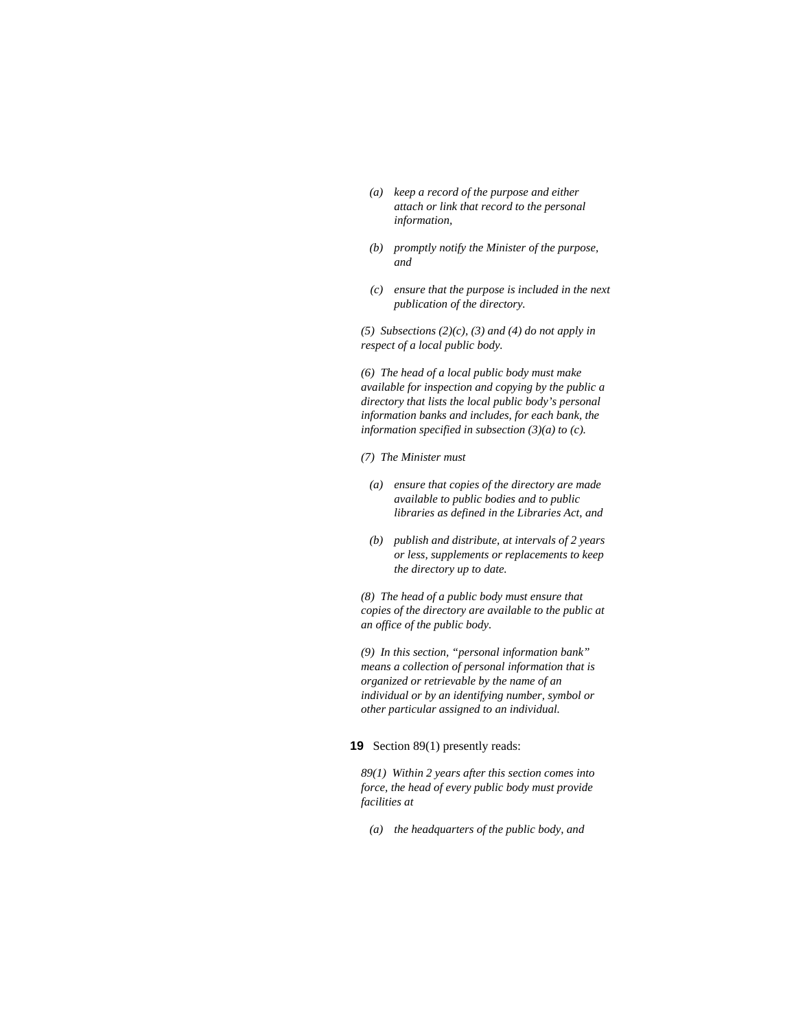*(a) keep a record of the purpose and either attach or link that record to the personal information,*

*(b) promptly notify the Minister of the purpose, and*

*(c) ensure that the purpose is included in the next publication of the directory.*

*(5) Subsections (2)(c), (3) and (4) do not apply in respect of a local public body.*

*(6) The head of a local public body must make available for inspection and copying by the public a directory that lists the local public body's personal information banks and includes, for each bank, the information specified in subsection (3)(a) to (c).*

*(7) The Minister must*

*(a) ensure that copies of the directory are made available to public bodies and to public libraries as defined in the Libraries Act, and*

*(b) publish and distribute, at intervals of 2 years or less, supplements or replacements to keep the directory up to date.*

*(8) The head of a public body must ensure that copies of the directory are available to the public at an office of the public body.*

*(9) In this section, "personal information bank" means a collection of personal information that is organized or retrievable by the name of an individual or by an identifying number, symbol or other particular assigned to an individual.*

**19** Section 89(1) presently reads:

*89(1) Within 2 years after this section comes into force, the head of every public body must provide facilities at*

*(a) the headquarters of the public body, and*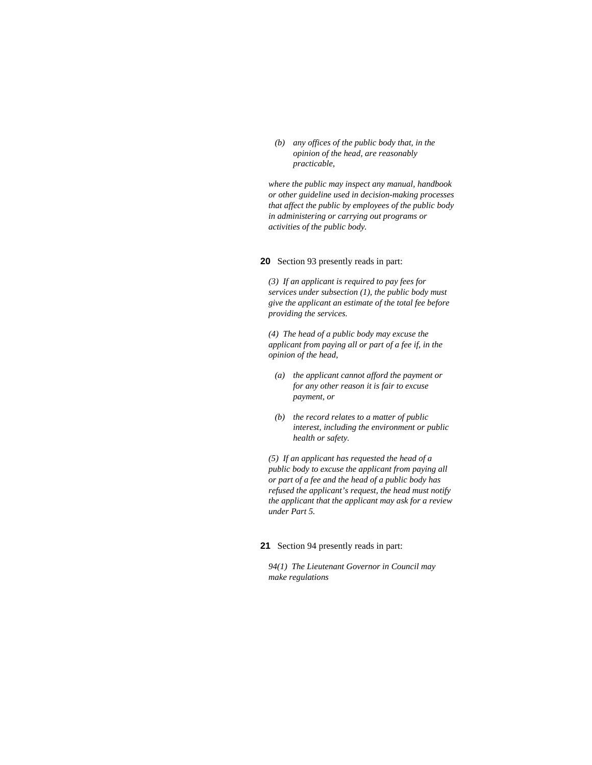*(b) any offices of the public body that, in the opinion of the head, are reasonably practicable,*

*where the public may inspect any manual, handbook or other guideline used in decision-making processes that affect the public by employees of the public body in administering or carrying out programs or activities of the public body.*

**20** Section 93 presently reads in part:

*(3) If an applicant is required to pay fees for services under subsection (1), the public body must give the applicant an estimate of the total fee before providing the services.*

*(4) The head of a public body may excuse the applicant from paying all or part of a fee if, in the opinion of the head,*

*(a) the applicant cannot afford the payment or for any other reason it is fair to excuse payment, or*

*(b) the record relates to a matter of public interest, including the environment or public health or safety.*

*(5) If an applicant has requested the head of a public body to excuse the applicant from paying all or part of a fee and the head of a public body has refused the applicant's request, the head must notify the applicant that the applicant may ask for a review under Part 5.*

**21** Section 94 presently reads in part:

*94(1) The Lieutenant Governor in Council may make regulations*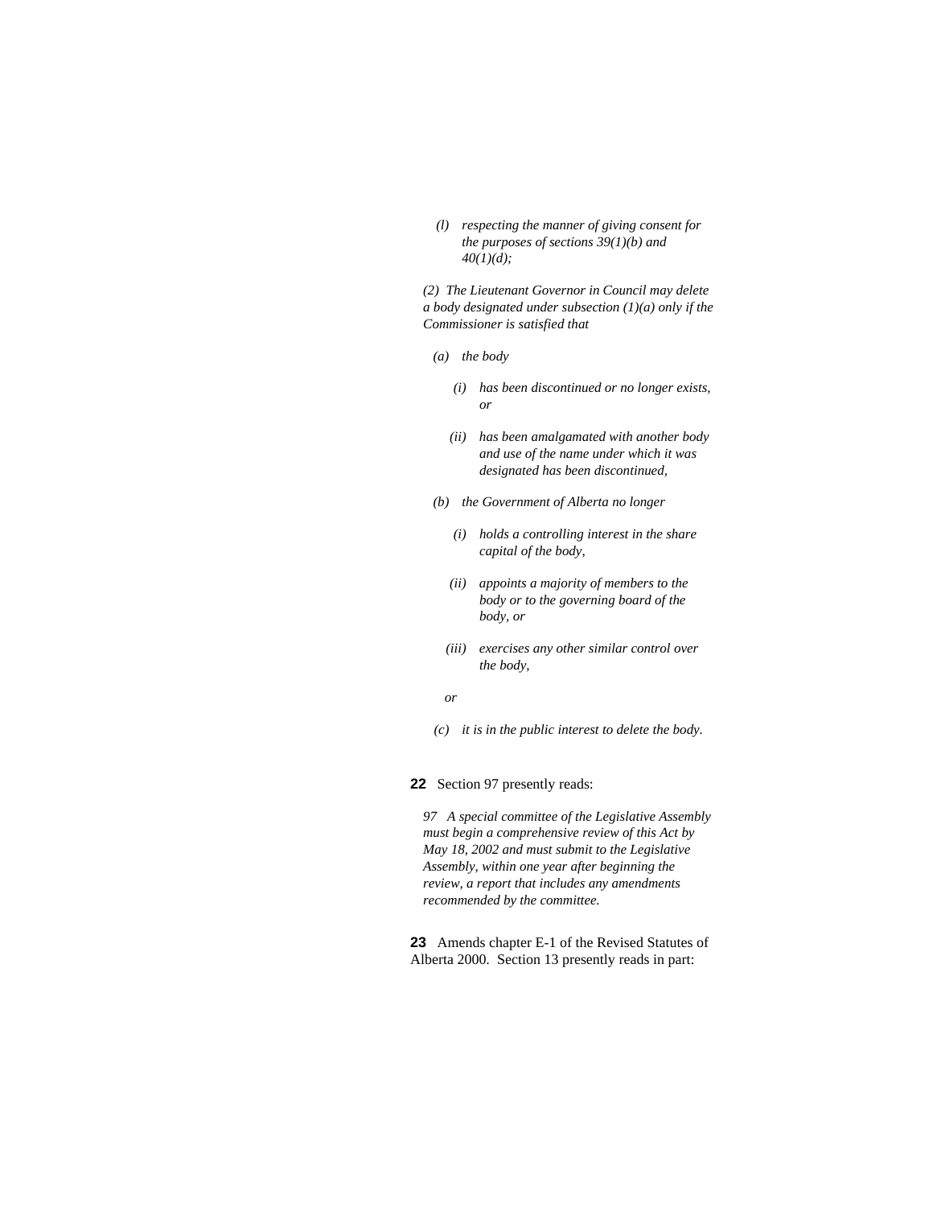*(l) respecting the manner of giving consent for the purposes of sections 39(1)(b) and 40(1)(d);*

*(2) The Lieutenant Governor in Council may delete a body designated under subsection (1)(a) only if the Commissioner is satisfied that*

*(a) the body*

*(i) has been discontinued or no longer exists, or*

*(ii) has been amalgamated with another body and use of the name under which it was designated has been discontinued,*

*(b) the Government of Alberta no longer*

*(i) holds a controlling interest in the share capital of the body,*

*(ii) appoints a majority of members to the body or to the governing board of the body, or*

*(iii) exercises any other similar control over the body,*

*or*

*(c) it is in the public interest to delete the body.*

**22** Section 97 presently reads:

*97 A special committee of the Legislative Assembly must begin a comprehensive review of this Act by May 18, 2002 and must submit to the Legislative Assembly, within one year after beginning the review, a report that includes any amendments recommended by the committee.*

**23** Amends chapter E-1 of the Revised Statutes of Alberta 2000. Section 13 presently reads in part: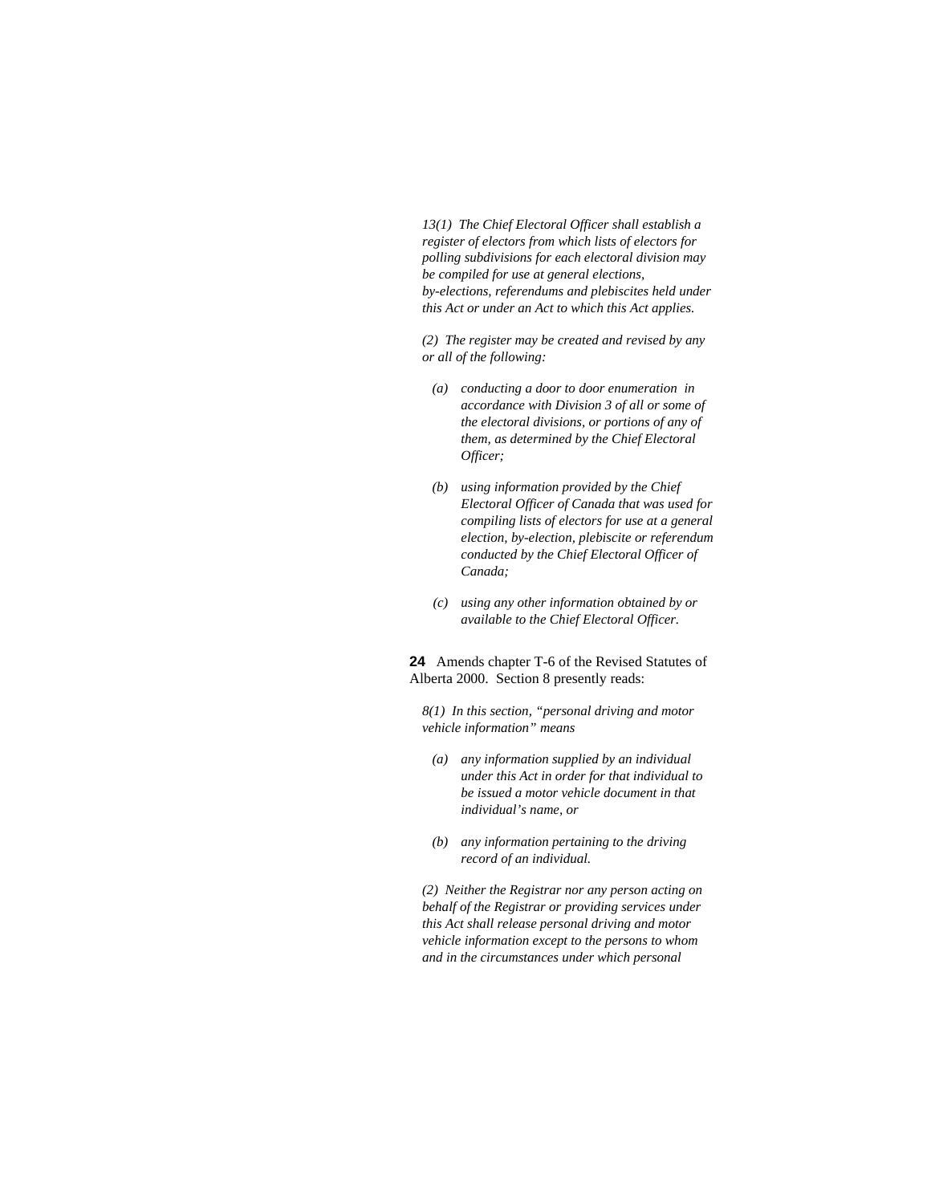*13(1) The Chief Electoral Officer shall establish a register of electors from which lists of electors for polling subdivisions for each electoral division may be compiled for use at general elections, by-elections, referendums and plebiscites held under this Act or under an Act to which this Act applies.*

*(2) The register may be created and revised by any or all of the following:*

*(a) conducting a door to door enumeration in accordance with Division 3 of all or some of the electoral divisions, or portions of any of them, as determined by the Chief Electoral Officer;*

*(b) using information provided by the Chief Electoral Officer of Canada that was used for compiling lists of electors for use at a general election, by-election, plebiscite or referendum conducted by the Chief Electoral Officer of Canada;*

*(c) using any other information obtained by or available to the Chief Electoral Officer.*

**24** Amends chapter T-6 of the Revised Statutes of Alberta 2000. Section 8 presently reads:

*8(1) In this section, "personal driving and motor vehicle information" means*

*(a) any information supplied by an individual under this Act in order for that individual to be issued a motor vehicle document in that individual's name, or*

*(b) any information pertaining to the driving record of an individual.*

*(2) Neither the Registrar nor any person acting on behalf of the Registrar or providing services under this Act shall release personal driving and motor vehicle information except to the persons to whom and in the circumstances under which personal*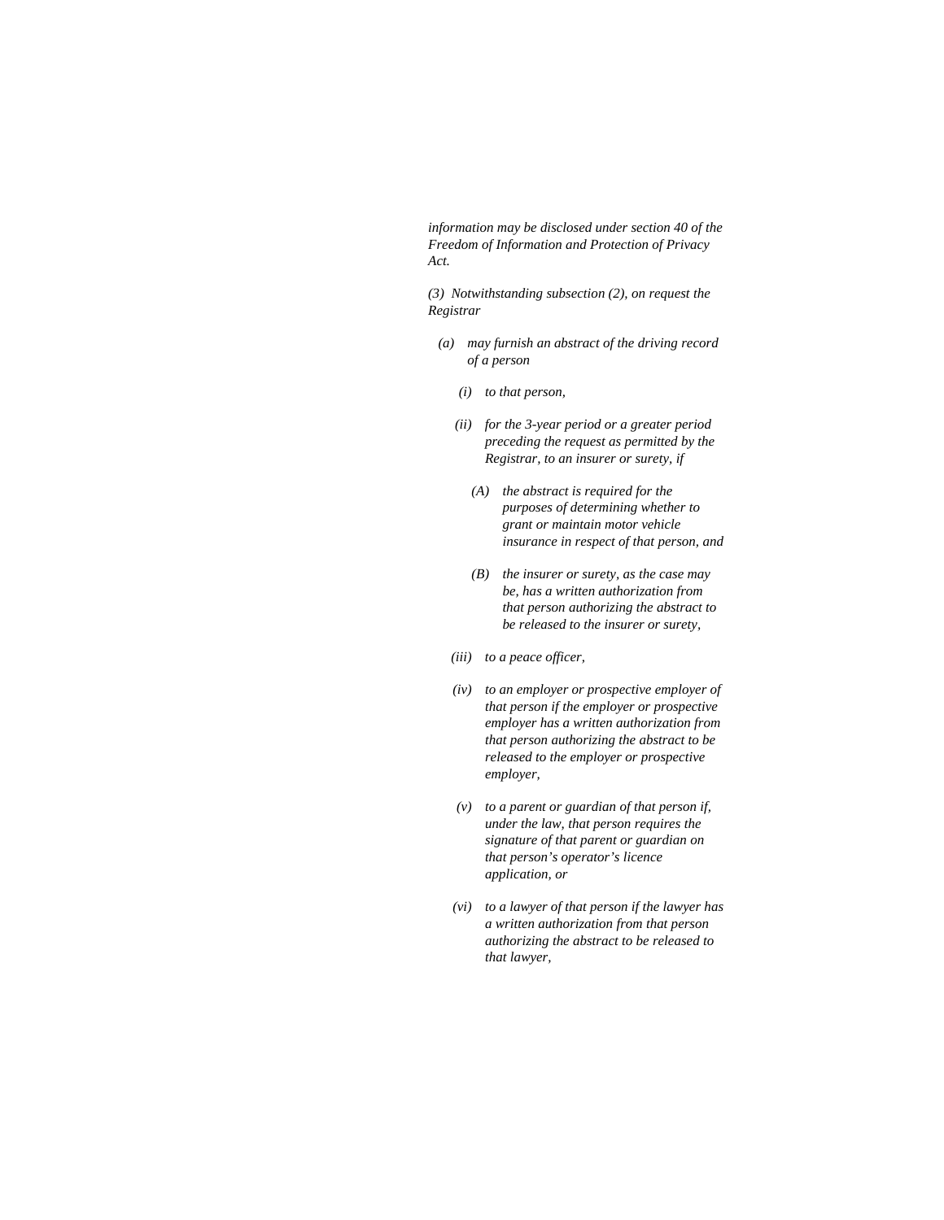*information may be disclosed under section 40 of the Freedom of Information and Protection of Privacy Act.*

*(3) Notwithstanding subsection (2), on request the Registrar*

- *(a) may furnish an abstract of the driving record of a person*
  - *(i) to that person,*
  - *(ii) for the 3-year period or a greater period preceding the request as permitted by the Registrar, to an insurer or surety, if*
    - *(A) the abstract is required for the purposes of determining whether to grant or maintain motor vehicle insurance in respect of that person, and*
    - *(B) the insurer or surety, as the case may be, has a written authorization from that person authorizing the abstract to be released to the insurer or surety,*
  - *(iii) to a peace officer,*
  - *(iv) to an employer or prospective employer of that person if the employer or prospective employer has a written authorization from that person authorizing the abstract to be released to the employer or prospective employer,*
  - *(v) to a parent or guardian of that person if, under the law, that person requires the signature of that parent or guardian on that person's operator's licence application, or*
  - *(vi) to a lawyer of that person if the lawyer has a written authorization from that person authorizing the abstract to be released to that lawyer,*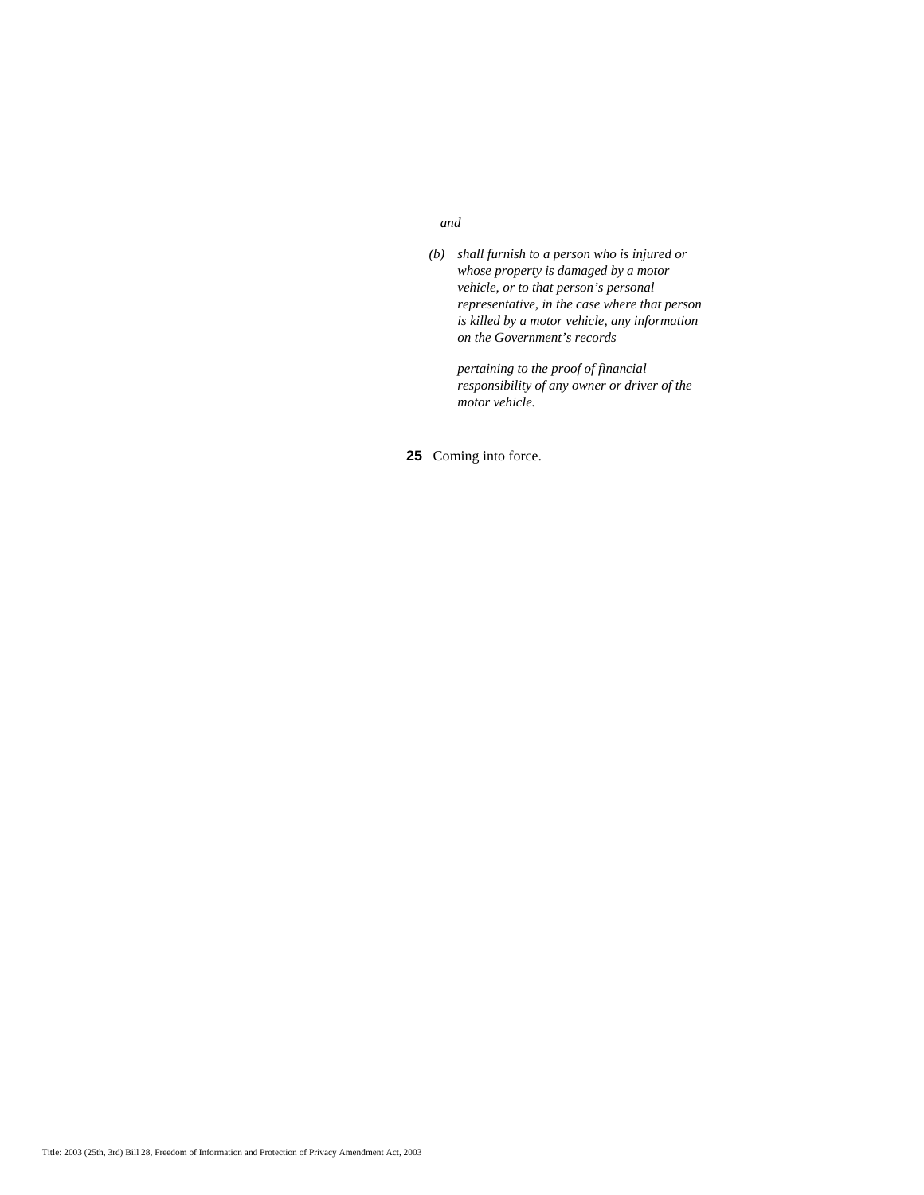*and*

*(b) shall furnish to a person who is injured or whose property is damaged by a motor vehicle, or to that person's personal representative, in the case where that person is killed by a motor vehicle, any information on the Government's records*

*pertaining to the proof of financial responsibility of any owner or driver of the motor vehicle.*

**25** Coming into force.

Title: 2003 (25th, 3rd) Bill 28, Freedom of Information and Protection of Privacy Amendment Act, 2003